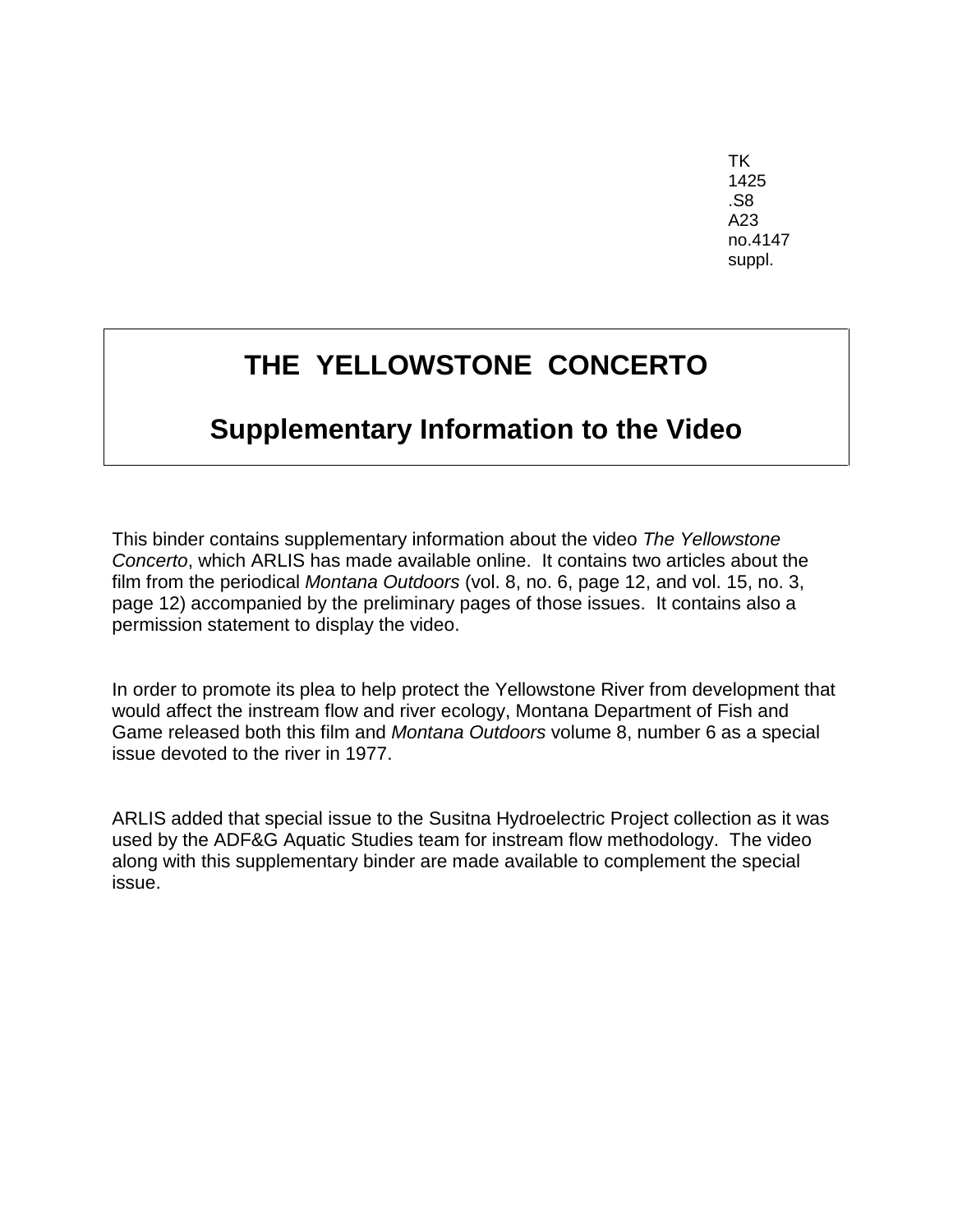TK
1425
.S8
A23
no.4147
suppl.

# THE YELLOWSTONE CONCERTO

## Supplementary Information to the Video

This binder contains supplementary information about the video *The Yellowstone Concerto*, which ARLIS has made available online. It contains two articles about the film from the periodical *Montana Outdoors* (vol. 8, no. 6, page 12, and vol. 15, no. 3, page 12) accompanied by the preliminary pages of those issues. It contains also a permission statement to display the video.

In order to promote its plea to help protect the Yellowstone River from development that would affect the instream flow and river ecology, Montana Department of Fish and Game released both this film and *Montana Outdoors* volume 8, number 6 as a special issue devoted to the river in 1977.

ARLIS added that special issue to the Susitna Hydroelectric Project collection as it was used by the ADF&G Aquatic Studies team for instream flow methodology. The video along with this supplementary binder are made available to complement the special issue.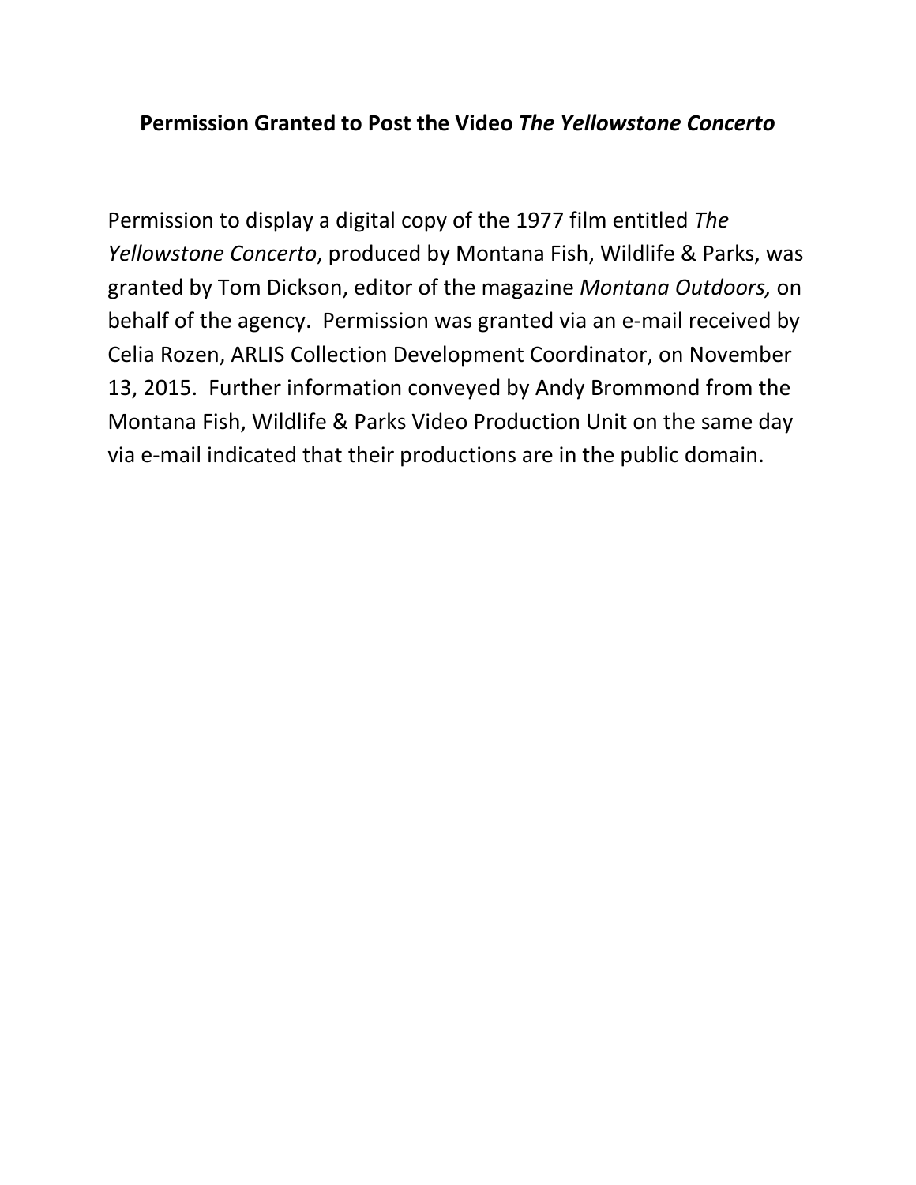**Permission Granted to Post the Video *The Yellowstone Concerto***

Permission to display a digital copy of the 1977 film entitled *The Yellowstone Concerto*, produced by Montana Fish, Wildlife & Parks, was granted by Tom Dickson, editor of the magazine *Montana Outdoors,* on behalf of the agency. Permission was granted via an e-mail received by Celia Rozen, ARLIS Collection Development Coordinator, on November 13, 2015. Further information conveyed by Andy Brommond from the Montana Fish, Wildlife & Parks Video Production Unit on the same day via e-mail indicated that their productions are in the public domain.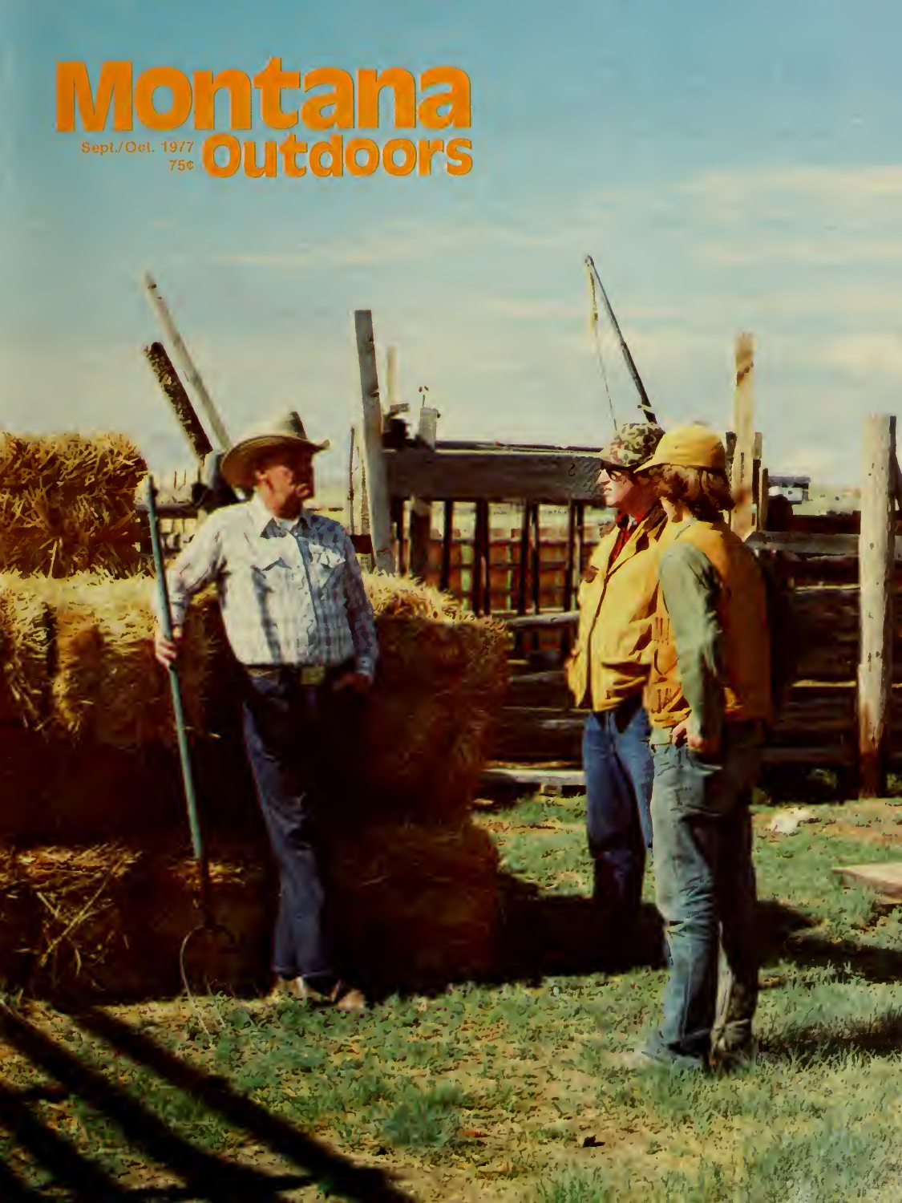# Montana Outdoors

Sept./Oct. 1977
75¢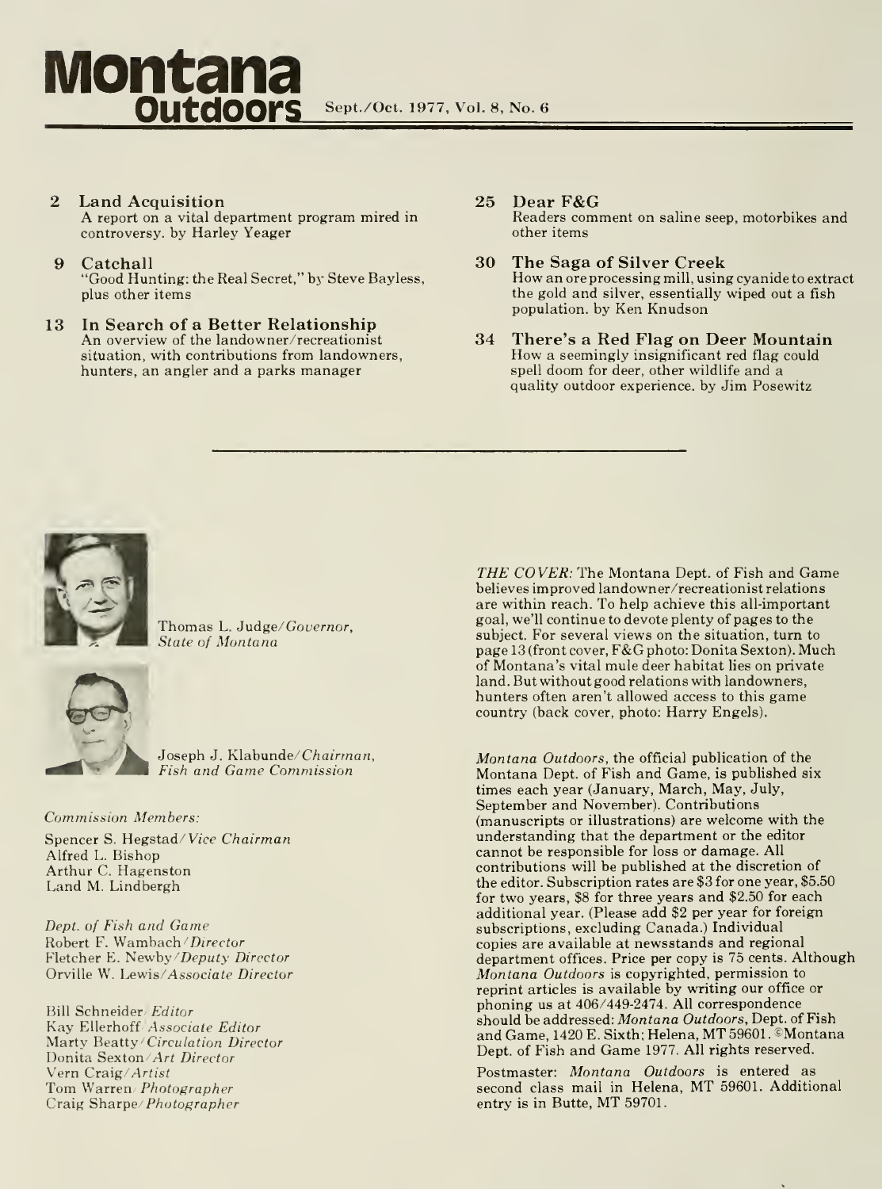# Montana Outdoors

Sept./Oct. 1977, Vol. 8, No. 6

**2 Land Acquisition**
A report on a vital department program mired in controversy. by Harley Yeager

**9 Catchall**
"Good Hunting: the Real Secret," by Steve Bayless, plus other items

**13 In Search of a Better Relationship**
An overview of the landowner/recreationist situation, with contributions from landowners, hunters, an angler and a parks manager

**25 Dear F&G**
Readers comment on saline seep, motorbikes and other items

**30 The Saga of Silver Creek**
How an ore processing mill, using cyanide to extract the gold and silver, essentially wiped out a fish population. by Ken Knudson

**34 There's a Red Flag on Deer Mountain**
How a seemingly insignificant red flag could spell doom for deer, other wildlife and a quality outdoor experience. by Jim Posewitz

---

Thomas L. Judge/*Governor, State of Montana*

Joseph J. Klabunde/*Chairman, Fish and Game Commission*

*Commission Members:*

Spencer S. Hegstad/*Vice Chairman*
Alfred L. Bishop
Arthur C. Hagenston
Land M. Lindbergh

*Dept. of Fish and Game*
Robert F. Wambach/*Director*
Fletcher E. Newby/*Deputy Director*
Orville W. Lewis/*Associate Director*

Bill Schneider/*Editor*
Kay Ellerhoff/*Associate Editor*
Marty Beatty/*Circulation Director*
Donita Sexton/*Art Director*
Vern Craig/*Artist*
Tom Warren/*Photographer*
Craig Sharpe/*Photographer*

*THE COVER:* The Montana Dept. of Fish and Game believes improved landowner/recreationist relations are within reach. To help achieve this all-important goal, we'll continue to devote plenty of pages to the subject. For several views on the situation, turn to page 13 (front cover, F&G photo: Donita Sexton). Much of Montana's vital mule deer habitat lies on private land. But without good relations with landowners, hunters often aren't allowed access to this game country (back cover, photo: Harry Engels).

*Montana Outdoors*, the official publication of the Montana Dept. of Fish and Game, is published six times each year (January, March, May, July, September and November). Contributions (manuscripts or illustrations) are welcome with the understanding that the department or the editor cannot be responsible for loss or damage. All contributions will be published at the discretion of the editor. Subscription rates are $3 for one year, $5.50 for two years, $8 for three years and $2.50 for each additional year. (Please add $2 per year for foreign subscriptions, excluding Canada.) Individual copies are available at newsstands and regional department offices. Price per copy is 75 cents. Although *Montana Outdoors* is copyrighted, permission to reprint articles is available by writing our office or phoning us at 406/449-2474. All correspondence should be addressed: *Montana Outdoors*, Dept. of Fish and Game, 1420 E. Sixth; Helena, MT 59601. ©Montana Dept. of Fish and Game 1977. All rights reserved.

Postmaster: *Montana Outdoors* is entered as second class mail in Helena, MT 59601. Additional entry is in Butte, MT 59701.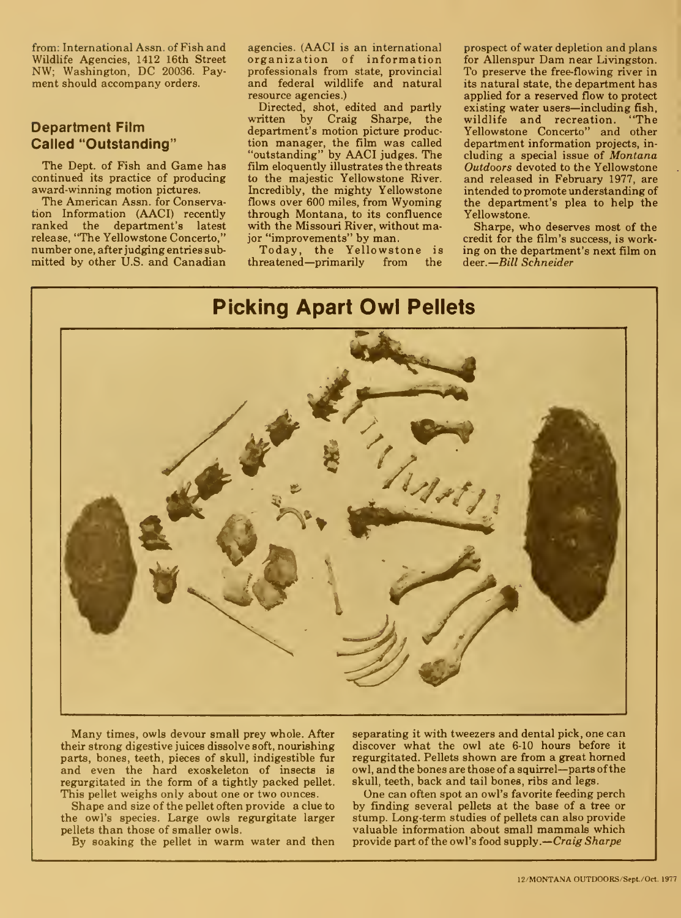from: International Assn. of Fish and Wildlife Agencies, 1412 16th Street NW; Washington, DC 20036. Payment should accompany orders.

## Department Film Called "Outstanding"

The Dept. of Fish and Game has continued its practice of producing award-winning motion pictures.

The American Assn. for Conservation Information (AACI) recently ranked the department's latest release, "The Yellowstone Concerto," number one, after judging entries submitted by other U.S. and Canadian agencies. (AACI is an international organization of information professionals from state, provincial and federal wildlife and natural resource agencies.)

Directed, shot, edited and partly written by Craig Sharpe, the department's motion picture production manager, the film was called "outstanding" by AACI judges. The film eloquently illustrates the threats to the majestic Yellowstone River. Incredibly, the mighty Yellowstone flows over 600 miles, from Wyoming through Montana, to its confluence with the Missouri River, without major "improvements" by man.

Today, the Yellowstone is threatened—primarily from the prospect of water depletion and plans for Allenspur Dam near Livingston. To preserve the free-flowing river in its natural state, the department has applied for a reserved flow to protect existing water users—including fish, wildlife and recreation. "The Yellowstone Concerto" and other department information projects, including a special issue of *Montana Outdoors* devoted to the Yellowstone and released in February 1977, are intended to promote understanding of the department's plea to help the Yellowstone.

Sharpe, who deserves most of the credit for the film's success, is working on the department's next film on deer.—*Bill Schneider*

## Picking Apart Owl Pellets

Many times, owls devour small prey whole. After their strong digestive juices dissolve soft, nourishing parts, bones, teeth, pieces of skull, indigestible fur and even the hard exoskeleton of insects is regurgitated in the form of a tightly packed pellet. This pellet weighs only about one or two ounces.

Shape and size of the pellet often provide a clue to the owl's species. Large owls regurgitate larger pellets than those of smaller owls.

By soaking the pellet in warm water and then separating it with tweezers and dental pick, one can discover what the owl ate 6-10 hours before it regurgitated. Pellets shown are from a great horned owl, and the bones are those of a squirrel—parts of the skull, teeth, back and tail bones, ribs and legs.

One can often spot an owl's favorite feeding perch by finding several pellets at the base of a tree or stump. Long-term studies of pellets can also provide valuable information about small mammals which provide part of the owl's food supply.—*Craig Sharpe*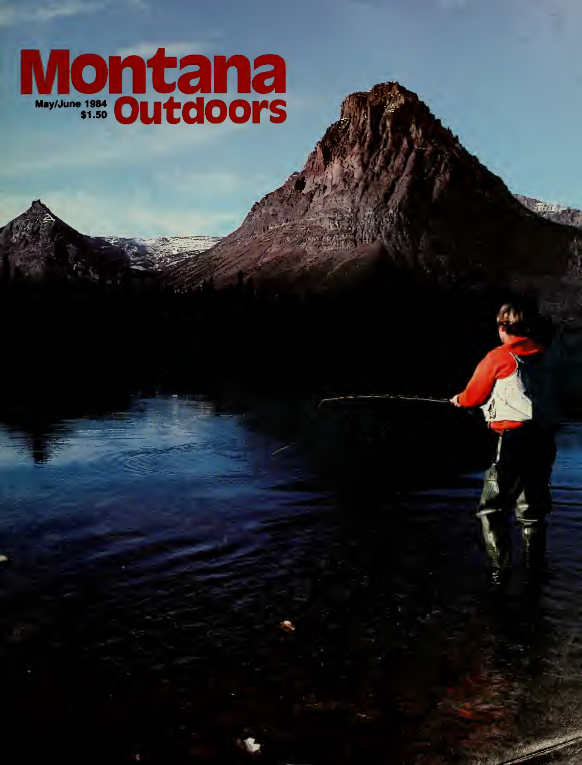# Montana Outdoors

May/June 1984
$1.50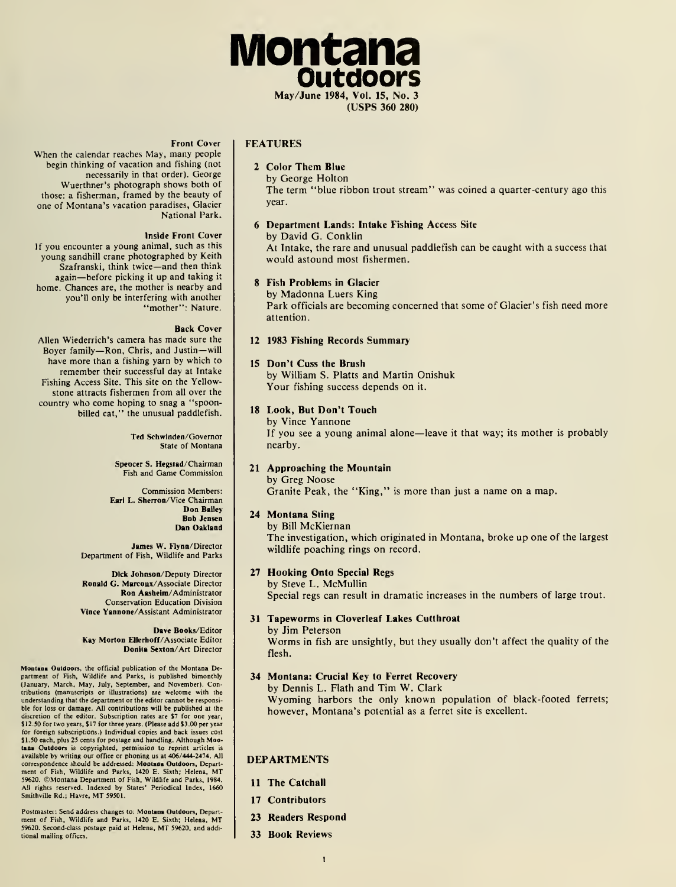# Montana Outdoors

May/June 1984, Vol. 15, No. 3
(USPS 360 280)

**Front Cover**
When the calendar reaches May, many people begin thinking of vacation and fishing (not necessarily in that order). George Wuerthner's photograph shows both of those: a fisherman, framed by the beauty of one of Montana's vacation paradises, Glacier National Park.

**Inside Front Cover**
If you encounter a young animal, such as this young sandhill crane photographed by Keith Szafranski, think twice—and then think again—before picking it up and taking it home. Chances are, the mother is nearby and you'll only be interfering with another "mother": Nature.

**Back Cover**
Allen Wiederrich's camera has made sure the Boyer family—Ron, Chris, and Justin—will have more than a fishing yarn by which to remember their successful day at Intake Fishing Access Site. This site on the Yellowstone attracts fishermen from all over the country who come hoping to snag a "spoon-billed cat," the unusual paddlefish.

**Ted Schwinden**/Governor
State of Montana

**Spencer S. Hegstad**/Chairman
Fish and Game Commission

Commission Members:
**Earl L. Sherron**/Vice Chairman
**Don Bailey**
**Bob Jensen**
**Dan Oakland**

**James W. Flynn**/Director
Department of Fish, Wildlife and Parks

**Dick Johnson**/Deputy Director
**Ronald G. Marcoux**/Associate Director
**Ron Aasheim**/Administrator
Conservation Education Division
**Vince Yannone**/Assistant Administrator

**Dave Books**/Editor
**Kay Morton Ellerhoff**/Associate Editor
**Donita Sexton**/Art Director

**Montana Outdoors**, the official publication of the Montana Department of Fish, Wildlife and Parks, is published bimonthly (January, March, May, July, September, and November). Contributions (manuscripts or illustrations) are welcome with the understanding that the department or the editor cannot be responsible for loss or damage. All contributions will be published at the discretion of the editor. Subscription rates are $7 for one year, $12.50 for two years, $17 for three years. (Please add $3.00 per year for foreign subscriptions.) Individual copies and back issues cost $1.50 each, plus 25 cents for postage and handling. Although **Montana Outdoors** is copyrighted, permission to reprint articles is available by writing our office or phoning us at 406/444-2474. All correspondence should be addressed: **Montana Outdoors**, Department of Fish, Wildlife and Parks, 1420 E. Sixth; Helena, MT 59620. ©Montana Department of Fish, Wildlife and Parks, 1984. All rights reserved. Indexed by States' Periodical Index, 1660 Smithville Rd.; Havre, MT 59501.

Postmaster: Send address changes to: **Montana Outdoors**, Department of Fish, Wildlife and Parks, 1420 E. Sixth; Helena, MT 59620. Second-class postage paid at Helena, MT 59620, and additional mailing offices.

## FEATURES

**2 Color Them Blue**
by George Holton
The term "blue ribbon trout stream" was coined a quarter-century ago this year.

**6 Department Lands: Intake Fishing Access Site**
by David G. Conklin
At Intake, the rare and unusual paddlefish can be caught with a success that would astound most fishermen.

**8 Fish Problems in Glacier**
by Madonna Luers King
Park officials are becoming concerned that some of Glacier's fish need more attention.

**12 1983 Fishing Records Summary**

**15 Don't Cuss the Brush**
by William S. Platts and Martin Onishuk
Your fishing success depends on it.

**18 Look, But Don't Touch**
by Vince Yannone
If you see a young animal alone—leave it that way; its mother is probably nearby.

**21 Approaching the Mountain**
by Greg Noose
Granite Peak, the "King," is more than just a name on a map.

**24 Montana Sting**
by Bill McKiernan
The investigation, which originated in Montana, broke up one of the largest wildlife poaching rings on record.

**27 Hooking Onto Special Regs**
by Steve L. McMullin
Special regs can result in dramatic increases in the numbers of large trout.

**31 Tapeworms in Cloverleaf Lakes Cutthroat**
by Jim Peterson
Worms in fish are unsightly, but they usually don't affect the quality of the flesh.

**34 Montana: Crucial Key to Ferret Recovery**
by Dennis L. Flath and Tim W. Clark
Wyoming harbors the only known population of black-footed ferrets; however, Montana's potential as a ferret site is excellent.

## DEPARTMENTS

**11 The Catchall**

**17 Contributors**

**23 Readers Respond**

**33 Book Reviews**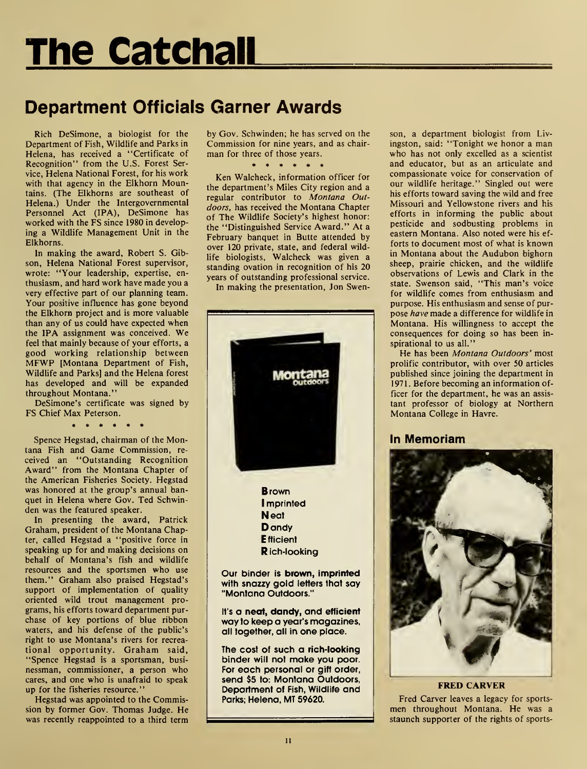# The Catchall

## Department Officials Garner Awards

Rich DeSimone, a biologist for the Department of Fish, Wildlife and Parks in Helena, has received a "Certificate of Recognition" from the U.S. Forest Service, Helena National Forest, for his work with that agency in the Elkhorn Mountains. (The Elkhorns are southeast of Helena.) Under the Intergovernmental Personnel Act (IPA), DeSimone has worked with the FS since 1980 in developing a Wildlife Management Unit in the Elkhorns.

In making the award, Robert S. Gibson, Helena National Forest supervisor, wrote: "Your leadership, expertise, enthusiasm, and hard work have made you a very effective part of our planning team. Your positive influence has gone beyond the Elkhorn project and is more valuable than any of us could have expected when the IPA assignment was conceived. We feel that mainly because of your efforts, a good working relationship between MFWP [Montana Department of Fish, Wildlife and Parks] and the Helena forest has developed and will be expanded throughout Montana."

DeSimone's certificate was signed by FS Chief Max Peterson.

\* \* \* \* \* \*

Spence Hegstad, chairman of the Montana Fish and Game Commission, received an "Outstanding Recognition Award" from the Montana Chapter of the American Fisheries Society. Hegstad was honored at the group's annual banquet in Helena where Gov. Ted Schwinden was the featured speaker.

In presenting the award, Patrick Graham, president of the Montana Chapter, called Hegstad a "positive force in speaking up for and making decisions on behalf of Montana's fish and wildlife resources and the sportsmen who use them." Graham also praised Hegstad's support of implementation of quality oriented wild trout management programs, his efforts toward department purchase of key portions of blue ribbon waters, and his defense of the public's right to use Montana's rivers for recreational opportunity. Graham said, "Spence Hegstad is a sportsman, businessman, commissioner, a person who cares, and one who is unafraid to speak up for the fisheries resource."

Hegstad was appointed to the Commission by former Gov. Thomas Judge. He was recently reappointed to a third term by Gov. Schwinden; he has served on the Commission for nine years, and as chairman for three of those years.

\* \* \* \* \* \*

Ken Walcheck, information officer for the department's Miles City region and a regular contributor to *Montana Outdoors*, has received the Montana Chapter of The Wildlife Society's highest honor: the "Distinguished Service Award." At a February banquet in Butte attended by over 120 private, state, and federal wildlife biologists, Walcheck was given a standing ovation in recognition of his 20 years of outstanding professional service.

In making the presentation, Jon Swenson, a department biologist from Livingston, said: "Tonight we honor a man who has not only excelled as a scientist and educator, but as an articulate and compassionate voice for conservation of our wildlife heritage." Singled out were his efforts toward saving the wild and free Missouri and Yellowstone rivers and his efforts in informing the public about pesticide and sodbusting problems in eastern Montana. Also noted were his efforts to document most of what is known in Montana about the Audubon bighorn sheep, prairie chicken, and the wildlife observations of Lewis and Clark in the state. Swenson said, "This man's voice for wildlife comes from enthusiasm and purpose. His enthusiasm and sense of purpose *have* made a difference for wildlife in Montana. His willingness to accept the consequences for doing so has been inspirational to us all."

He has been *Montana Outdoors'* most prolific contributor, with over 50 articles published since joining the department in 1971. Before becoming an information officer for the department, he was an assistant professor of biology at Northern Montana College in Havre.

---

**B**rown
**I**mprinted
**N**eat
**D**andy
**E**fficient
**R**ich-looking

Our binder is **brown, imprinted** with snazzy gold letters that say "Montana Outdoors."

It's a **neat, dandy,** and **efficient** way to keep a year's magazines, all together, all in one place.

The cost of such a **rich-looking** binder will not make you poor. For each personal or gift order, send $5 to: Montana Outdoors, Department of Fish, Wildlife and Parks; Helena, MT 59620.

---

### In Memoriam

**FRED CARVER**

Fred Carver leaves a legacy for sportsmen throughout Montana. He was a staunch supporter of the rights of sports-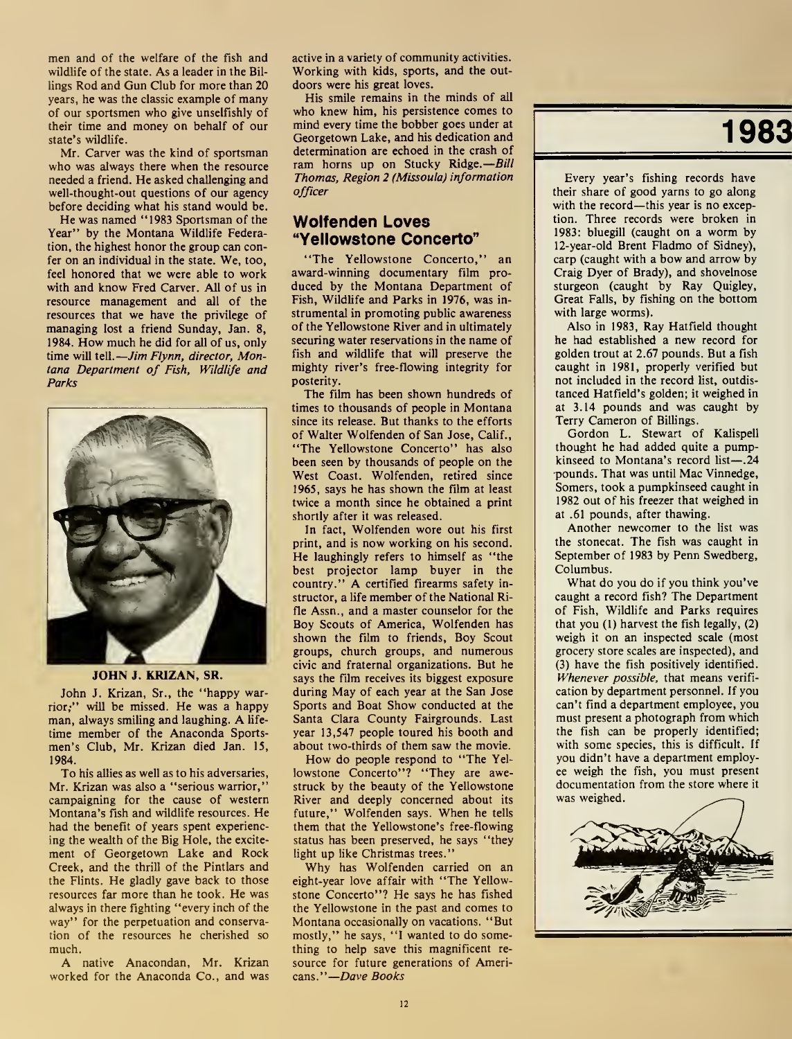men and of the welfare of the fish and wildlife of the state. As a leader in the Billings Rod and Gun Club for more than 20 years, he was the classic example of many of our sportsmen who give unselfishly of their time and money on behalf of our state's wildlife.

Mr. Carver was the kind of sportsman who was always there when the resource needed a friend. He asked challenging and well-thought-out questions of our agency before deciding what his stand would be.

He was named "1983 Sportsman of the Year" by the Montana Wildlife Federation, the highest honor the group can confer on an individual in the state. We, too, feel honored that we were able to work with and know Fred Carver. All of us in resource management and all of the resources that we have the privilege of managing lost a friend Sunday, Jan. 8, 1984. How much he did for all of us, only time will tell.—*Jim Flynn, director, Montana Department of Fish, Wildlife and Parks*

**JOHN J. KRIZAN, SR.**

John J. Krizan, Sr., the "happy warrior," will be missed. He was a happy man, always smiling and laughing. A lifetime member of the Anaconda Sportsmen's Club, Mr. Krizan died Jan. 15, 1984.

To his allies as well as to his adversaries, Mr. Krizan was also a "serious warrior," campaigning for the cause of western Montana's fish and wildlife resources. He had the benefit of years spent experiencing the wealth of the Big Hole, the excitement of Georgetown Lake and Rock Creek, and the thrill of the Pintlars and the Flints. He gladly gave back to those resources far more than he took. He was always in there fighting "every inch of the way" for the perpetuation and conservation of the resources he cherished so much.

A native Anacondan, Mr. Krizan worked for the Anaconda Co., and was active in a variety of community activities. Working with kids, sports, and the outdoors were his great loves.

His smile remains in the minds of all who knew him, his persistence comes to mind every time the bobber goes under at Georgetown Lake, and his dedication and determination are echoed in the crash of ram horns up on Stucky Ridge.—*Bill Thomas, Region 2 (Missoula) information officer*

## Wolfenden Loves "Yellowstone Concerto"

"The Yellowstone Concerto," an award-winning documentary film produced by the Montana Department of Fish, Wildlife and Parks in 1976, was instrumental in promoting public awareness of the Yellowstone River and in ultimately securing water reservations in the name of fish and wildlife that will preserve the mighty river's free-flowing integrity for posterity.

The film has been shown hundreds of times to thousands of people in Montana since its release. But thanks to the efforts of Walter Wolfenden of San Jose, Calif., "The Yellowstone Concerto" has also been seen by thousands of people on the West Coast. Wolfenden, retired since 1965, says he has shown the film at least twice a month since he obtained a print shortly after it was released.

In fact, Wolfenden wore out his first print, and is now working on his second. He laughingly refers to himself as "the best projector lamp buyer in the country." A certified firearms safety instructor, a life member of the National Rifle Assn., and a master counselor for the Boy Scouts of America, Wolfenden has shown the film to friends, Boy Scout groups, church groups, and numerous civic and fraternal organizations. But he says the film receives its biggest exposure during May of each year at the San Jose Sports and Boat Show conducted at the Santa Clara County Fairgrounds. Last year 13,547 people toured his booth and about two-thirds of them saw the movie.

How do people respond to "The Yellowstone Concerto"? "They are awestruck by the beauty of the Yellowstone River and deeply concerned about its future," Wolfenden says. When he tells them that the Yellowstone's free-flowing status has been preserved, he says "they light up like Christmas trees."

Why has Wolfenden carried on an eight-year love affair with "The Yellowstone Concerto"? He says he has fished the Yellowstone in the past and comes to Montana occasionally on vacations. "But mostly," he says, "I wanted to do something to help save this magnificent resource for future generations of Americans."—*Dave Books*

# 1983

Every year's fishing records have their share of good yarns to go along with the record—this year is no exception. Three records were broken in 1983: bluegill (caught on a worm by 12-year-old Brent Fladmo of Sidney), carp (caught with a bow and arrow by Craig Dyer of Brady), and shovelnose sturgeon (caught by Ray Quigley, Great Falls, by fishing on the bottom with large worms).

Also in 1983, Ray Hatfield thought he had established a new record for golden trout at 2.67 pounds. But a fish caught in 1981, properly verified but not included in the record list, outdistanced Hatfield's golden; it weighed in at 3.14 pounds and was caught by Terry Cameron of Billings.

Gordon L. Stewart of Kalispell thought he had added quite a pumpkinseed to Montana's record list—.24 pounds. That was until Mac Vinnedge, Somers, took a pumpkinseed caught in 1982 out of his freezer that weighed in at .61 pounds, after thawing.

Another newcomer to the list was the stonecat. The fish was caught in September of 1983 by Penn Swedberg, Columbus.

What do you do if you think you've caught a record fish? The Department of Fish, Wildlife and Parks requires that you (1) harvest the fish legally, (2) weigh it on an inspected scale (most grocery store scales are inspected), and (3) have the fish positively identified. *Whenever possible,* that means verification by department personnel. If you can't find a department employee, you must present a photograph from which the fish can be properly identified; with some species, this is difficult. If you didn't have a department employee weigh the fish, you must present documentation from the store where it was weighed.